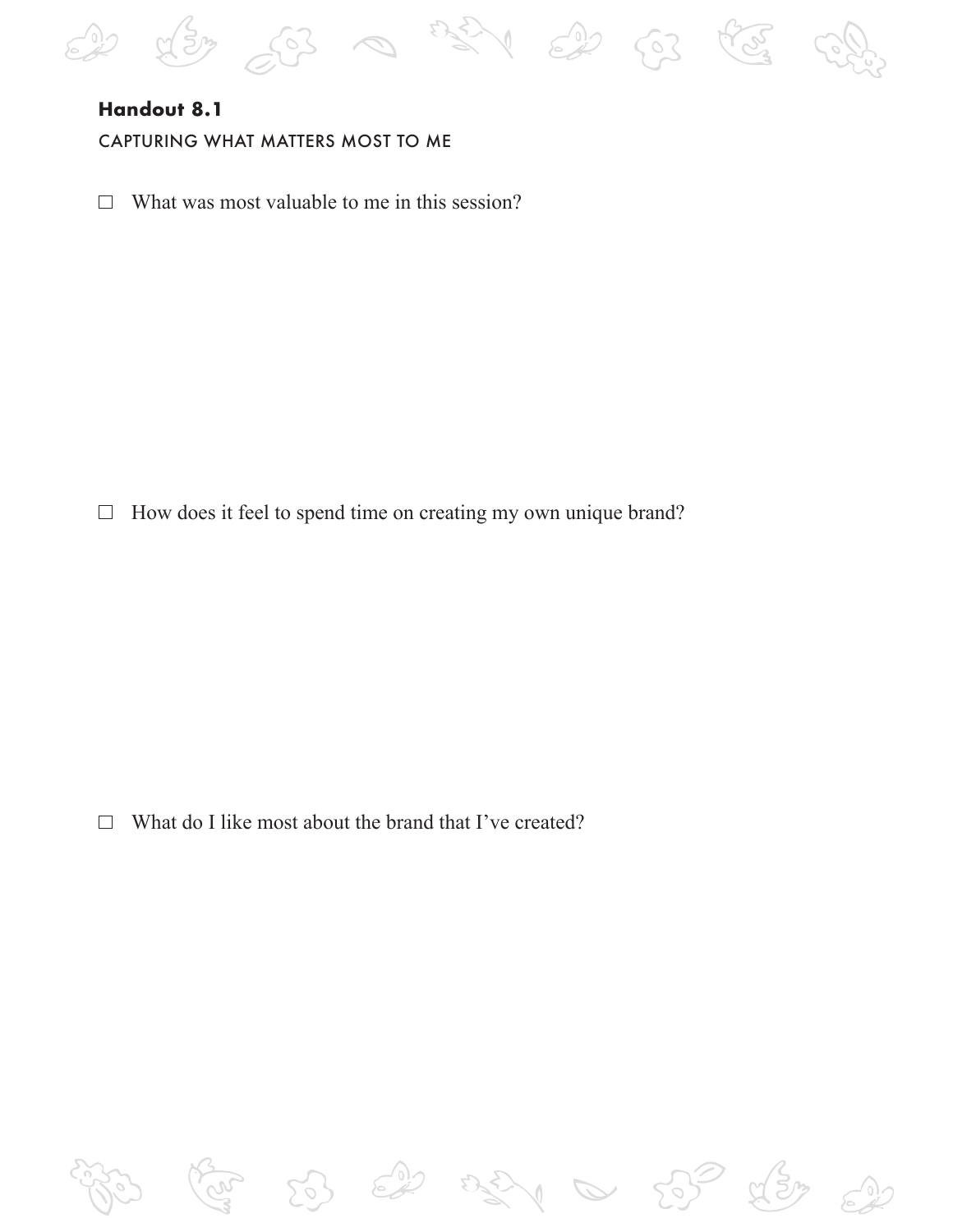**Handout 8.1**

CAPTURING WHAT MATTERS MOST TO ME

☐ What was most valuable to me in this session?

☐ How does it feel to spend time on creating my own unique brand?

☐ What do I like most about the brand that I've created?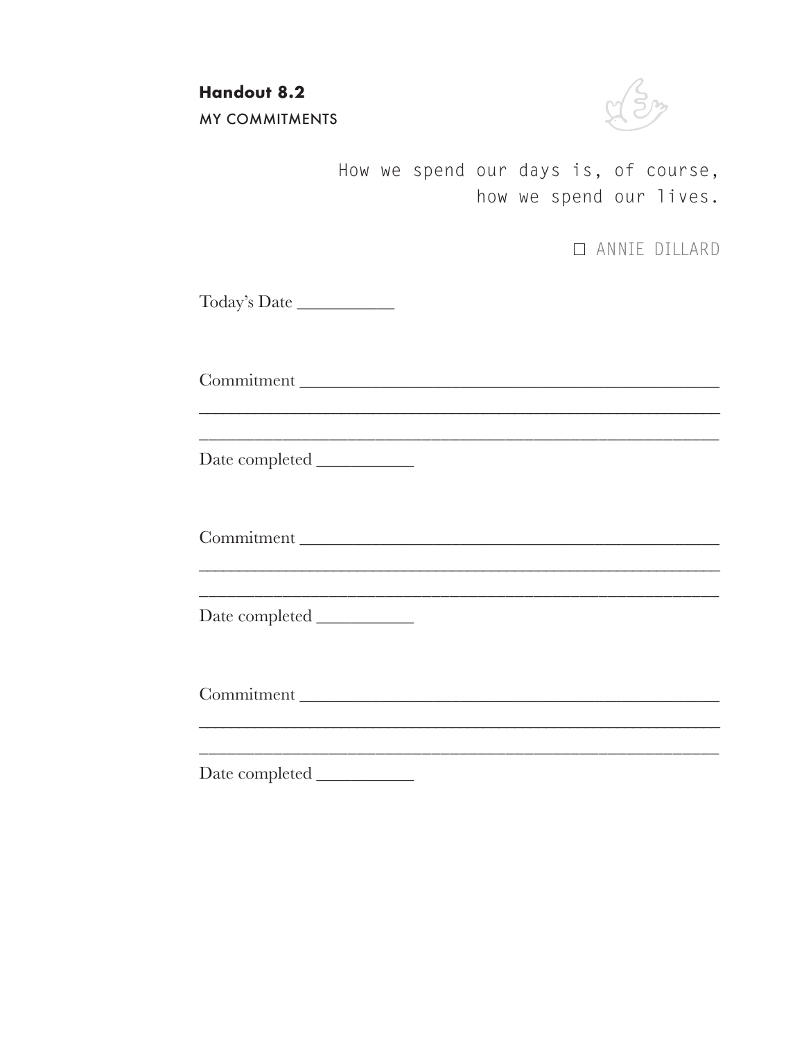**Handout 8.2**

MY COMMITMENTS

> How we spend our days is, of course, how we spend our lives.
>
> ☐ ANNIE DILLARD

Today's Date ___________

Commitment ______________________________________________

_________________________________________________________

_________________________________________________________

Date completed ___________

Commitment ______________________________________________

_________________________________________________________

_________________________________________________________

Date completed ___________

Commitment ______________________________________________

_________________________________________________________

_________________________________________________________

Date completed ___________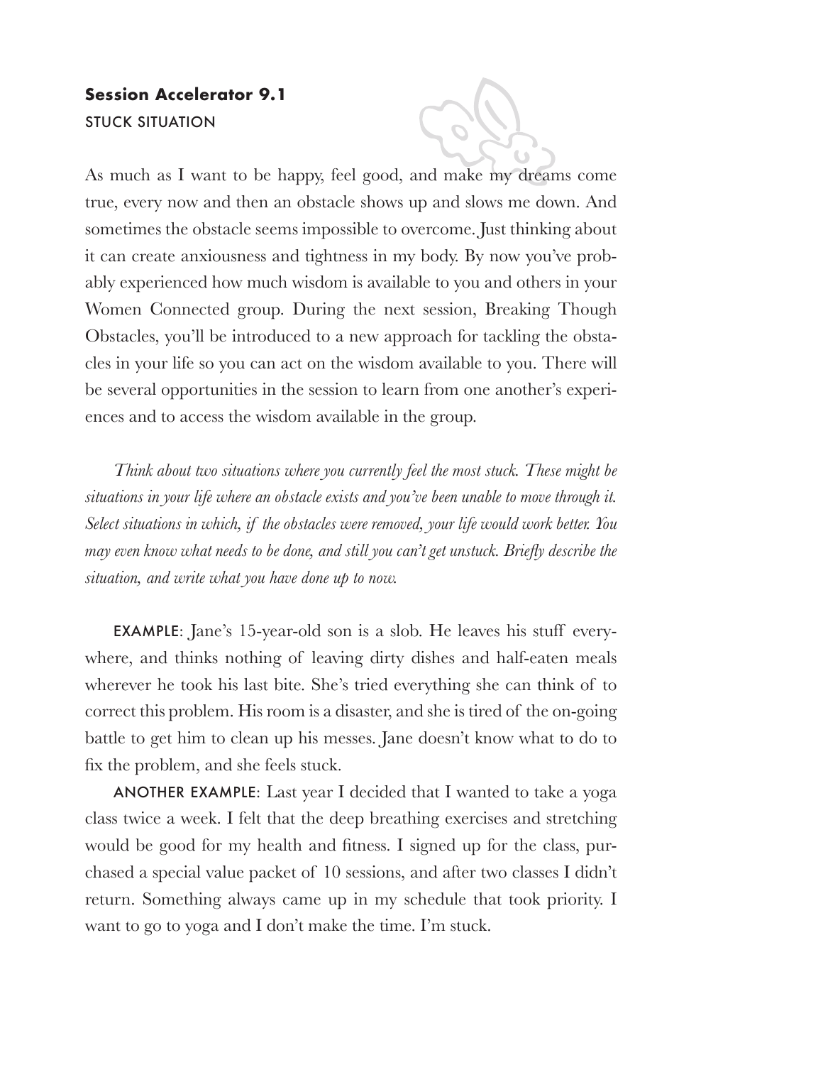**Session Accelerator 9.1**

STUCK SITUATION

As much as I want to be happy, feel good, and make my dreams come true, every now and then an obstacle shows up and slows me down. And sometimes the obstacle seems impossible to overcome. Just thinking about it can create anxiousness and tightness in my body. By now you've probably experienced how much wisdom is available to you and others in your Women Connected group. During the next session, Breaking Though Obstacles, you'll be introduced to a new approach for tackling the obstacles in your life so you can act on the wisdom available to you. There will be several opportunities in the session to learn from one another's experiences and to access the wisdom available in the group.

*Think about two situations where you currently feel the most stuck. These might be situations in your life where an obstacle exists and you've been unable to move through it. Select situations in which, if the obstacles were removed, your life would work better. You may even know what needs to be done, and still you can't get unstuck. Briefly describe the situation, and write what you have done up to now.*

EXAMPLE: Jane's 15-year-old son is a slob. He leaves his stuff everywhere, and thinks nothing of leaving dirty dishes and half-eaten meals wherever he took his last bite. She's tried everything she can think of to correct this problem. His room is a disaster, and she is tired of the on-going battle to get him to clean up his messes. Jane doesn't know what to do to fix the problem, and she feels stuck.

ANOTHER EXAMPLE: Last year I decided that I wanted to take a yoga class twice a week. I felt that the deep breathing exercises and stretching would be good for my health and fitness. I signed up for the class, purchased a special value packet of 10 sessions, and after two classes I didn't return. Something always came up in my schedule that took priority. I want to go to yoga and I don't make the time. I'm stuck.